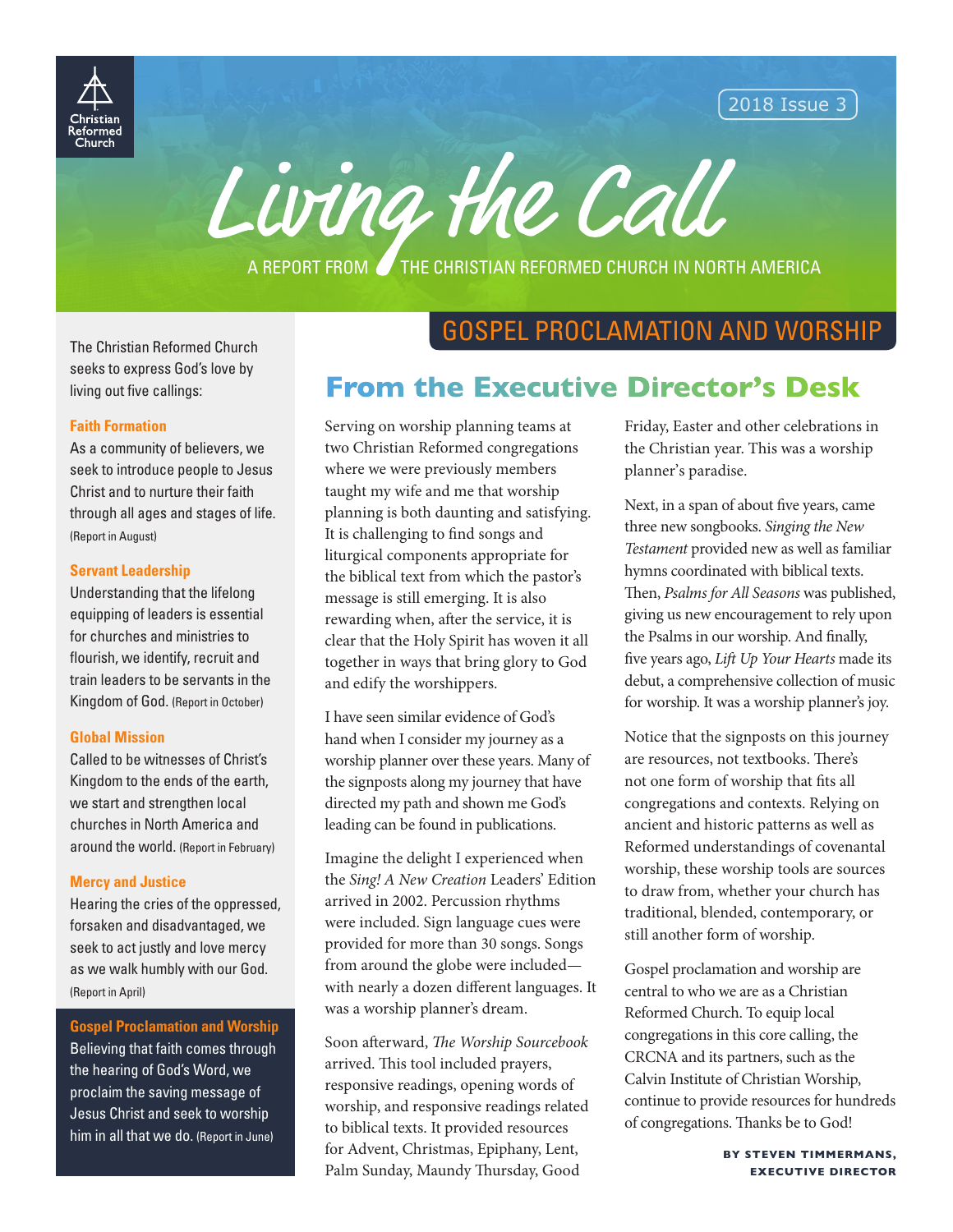Christian Reformed Church

2018 Issue 3

# Living the Call

A REPORT FROM THE CHRISTIAN REFORMED CHURCH IN NORTH AMERICA

The Christian Reformed Church seeks to express God's love by living out five callings:

**Faith Formation**
As a community of believers, we seek to introduce people to Jesus Christ and to nurture their faith through all ages and stages of life. (Report in August)

**Servant Leadership**
Understanding that the lifelong equipping of leaders is essential for churches and ministries to flourish, we identify, recruit and train leaders to be servants in the Kingdom of God. (Report in October)

**Global Mission**
Called to be witnesses of Christ's Kingdom to the ends of the earth, we start and strengthen local churches in North America and around the world. (Report in February)

**Mercy and Justice**
Hearing the cries of the oppressed, forsaken and disadvantaged, we seek to act justly and love mercy as we walk humbly with our God. (Report in April)

**Gospel Proclamation and Worship**
Believing that faith comes through the hearing of God's Word, we proclaim the saving message of Jesus Christ and seek to worship him in all that we do. (Report in June)

## GOSPEL PROCLAMATION AND WORSHIP

## From the Executive Director's Desk

Serving on worship planning teams at two Christian Reformed congregations where we were previously members taught my wife and me that worship planning is both daunting and satisfying. It is challenging to find songs and liturgical components appropriate for the biblical text from which the pastor's message is still emerging. It is also rewarding when, after the service, it is clear that the Holy Spirit has woven it all together in ways that bring glory to God and edify the worshippers.

I have seen similar evidence of God's hand when I consider my journey as a worship planner over these years. Many of the signposts along my journey that have directed my path and shown me God's leading can be found in publications.

Imagine the delight I experienced when the *Sing! A New Creation* Leaders' Edition arrived in 2002. Percussion rhythms were included. Sign language cues were provided for more than 30 songs. Songs from around the globe were included—with nearly a dozen different languages. It was a worship planner's dream.

Soon afterward, *The Worship Sourcebook* arrived. This tool included prayers, responsive readings, opening words of worship, and responsive readings related to biblical texts. It provided resources for Advent, Christmas, Epiphany, Lent, Palm Sunday, Maundy Thursday, Good Friday, Easter and other celebrations in the Christian year. This was a worship planner's paradise.

Next, in a span of about five years, came three new songbooks. *Singing the New Testament* provided new as well as familiar hymns coordinated with biblical texts. Then, *Psalms for All Seasons* was published, giving us new encouragement to rely upon the Psalms in our worship. And finally, five years ago, *Lift Up Your Hearts* made its debut, a comprehensive collection of music for worship. It was a worship planner's joy.

Notice that the signposts on this journey are resources, not textbooks. There's not one form of worship that fits all congregations and contexts. Relying on ancient and historic patterns as well as Reformed understandings of covenantal worship, these worship tools are sources to draw from, whether your church has traditional, blended, contemporary, or still another form of worship.

Gospel proclamation and worship are central to who we are as a Christian Reformed Church. To equip local congregations in this core calling, the CRCNA and its partners, such as the Calvin Institute of Christian Worship, continue to provide resources for hundreds of congregations. Thanks be to God!

**BY STEVEN TIMMERMANS, EXECUTIVE DIRECTOR**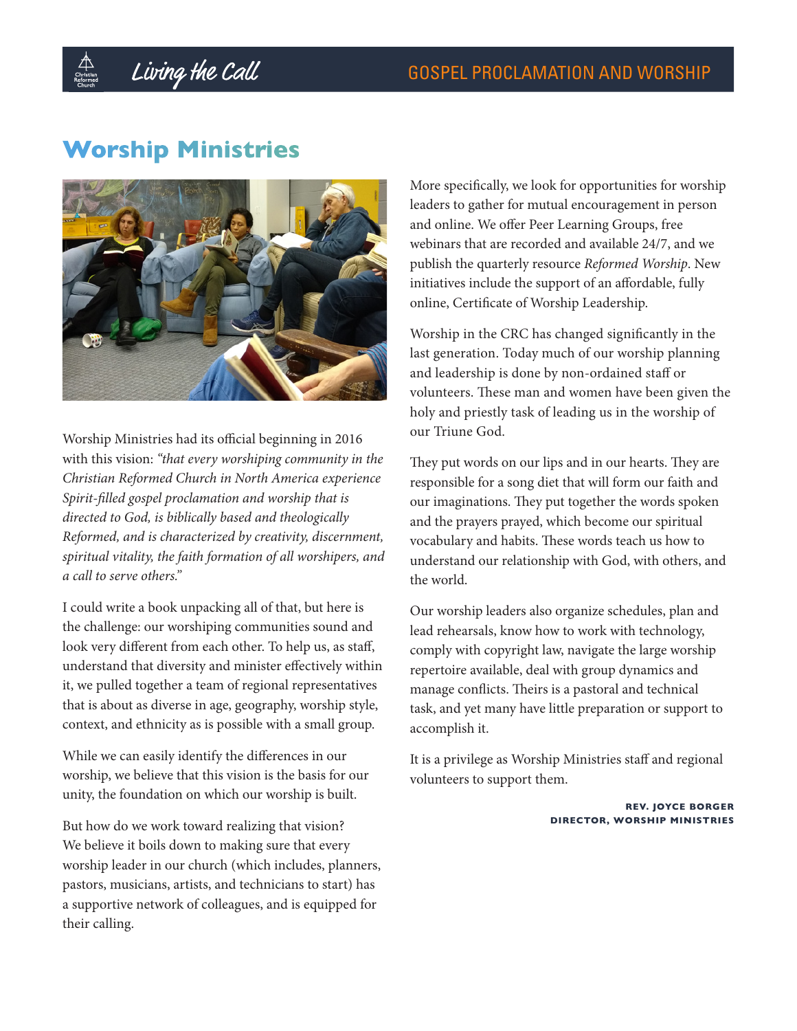## Worship Ministries

Worship Ministries had its official beginning in 2016 with this vision: *"that every worshiping community in the Christian Reformed Church in North America experience Spirit-filled gospel proclamation and worship that is directed to God, is biblically based and theologically Reformed, and is characterized by creativity, discernment, spiritual vitality, the faith formation of all worshipers, and a call to serve others."*

I could write a book unpacking all of that, but here is the challenge: our worshiping communities sound and look very different from each other. To help us, as staff, understand that diversity and minister effectively within it, we pulled together a team of regional representatives that is about as diverse in age, geography, worship style, context, and ethnicity as is possible with a small group.

While we can easily identify the differences in our worship, we believe that this vision is the basis for our unity, the foundation on which our worship is built.

But how do we work toward realizing that vision? We believe it boils down to making sure that every worship leader in our church (which includes, planners, pastors, musicians, artists, and technicians to start) has a supportive network of colleagues, and is equipped for their calling.

More specifically, we look for opportunities for worship leaders to gather for mutual encouragement in person and online. We offer Peer Learning Groups, free webinars that are recorded and available 24/7, and we publish the quarterly resource *Reformed Worship*. New initiatives include the support of an affordable, fully online, Certificate of Worship Leadership.

Worship in the CRC has changed significantly in the last generation. Today much of our worship planning and leadership is done by non-ordained staff or volunteers. These man and women have been given the holy and priestly task of leading us in the worship of our Triune God.

They put words on our lips and in our hearts. They are responsible for a song diet that will form our faith and our imaginations. They put together the words spoken and the prayers prayed, which become our spiritual vocabulary and habits. These words teach us how to understand our relationship with God, with others, and the world.

Our worship leaders also organize schedules, plan and lead rehearsals, know how to work with technology, comply with copyright law, navigate the large worship repertoire available, deal with group dynamics and manage conflicts. Theirs is a pastoral and technical task, and yet many have little preparation or support to accomplish it.

It is a privilege as Worship Ministries staff and regional volunteers to support them.

**REV. JOYCE BORGER**
**DIRECTOR, WORSHIP MINISTRIES**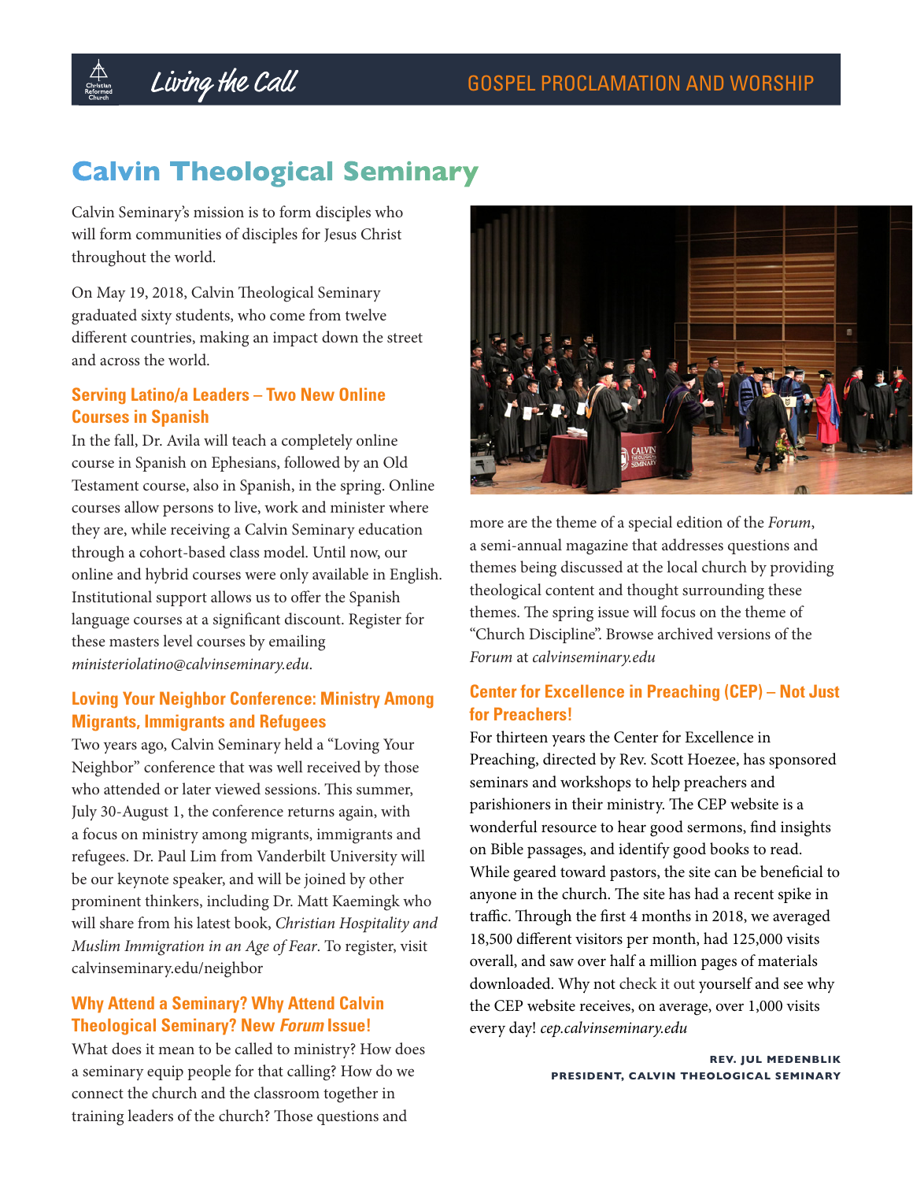# Calvin Theological Seminary

Calvin Seminary's mission is to form disciples who will form communities of disciples for Jesus Christ throughout the world.

On May 19, 2018, Calvin Theological Seminary graduated sixty students, who come from twelve different countries, making an impact down the street and across the world.

### Serving Latino/a Leaders – Two New Online Courses in Spanish

In the fall, Dr. Avila will teach a completely online course in Spanish on Ephesians, followed by an Old Testament course, also in Spanish, in the spring. Online courses allow persons to live, work and minister where they are, while receiving a Calvin Seminary education through a cohort-based class model. Until now, our online and hybrid courses were only available in English. Institutional support allows us to offer the Spanish language courses at a significant discount. Register for these masters level courses by emailing *ministeriolatino@calvinseminary.edu*.

### Loving Your Neighbor Conference: Ministry Among Migrants, Immigrants and Refugees

Two years ago, Calvin Seminary held a "Loving Your Neighbor" conference that was well received by those who attended or later viewed sessions. This summer, July 30-August 1, the conference returns again, with a focus on ministry among migrants, immigrants and refugees. Dr. Paul Lim from Vanderbilt University will be our keynote speaker, and will be joined by other prominent thinkers, including Dr. Matt Kaemingk who will share from his latest book, *Christian Hospitality and Muslim Immigration in an Age of Fear*. To register, visit calvinseminary.edu/neighbor

### Why Attend a Seminary? Why Attend Calvin Theological Seminary? New *Forum* Issue!

What does it mean to be called to ministry? How does a seminary equip people for that calling? How do we connect the church and the classroom together in training leaders of the church? Those questions and more are the theme of a special edition of the *Forum*, a semi-annual magazine that addresses questions and themes being discussed at the local church by providing theological content and thought surrounding these themes. The spring issue will focus on the theme of "Church Discipline". Browse archived versions of the *Forum* at *calvinseminary.edu*

### Center for Excellence in Preaching (CEP) – Not Just for Preachers!

For thirteen years the Center for Excellence in Preaching, directed by Rev. Scott Hoezee, has sponsored seminars and workshops to help preachers and parishioners in their ministry. The CEP website is a wonderful resource to hear good sermons, find insights on Bible passages, and identify good books to read. While geared toward pastors, the site can be beneficial to anyone in the church. The site has had a recent spike in traffic. Through the first 4 months in 2018, we averaged 18,500 different visitors per month, had 125,000 visits overall, and saw over half a million pages of materials downloaded. Why not check it out yourself and see why the CEP website receives, on average, over 1,000 visits every day! *cep.calvinseminary.edu*

**REV. JUL MEDENBLIK**
**PRESIDENT, CALVIN THEOLOGICAL SEMINARY**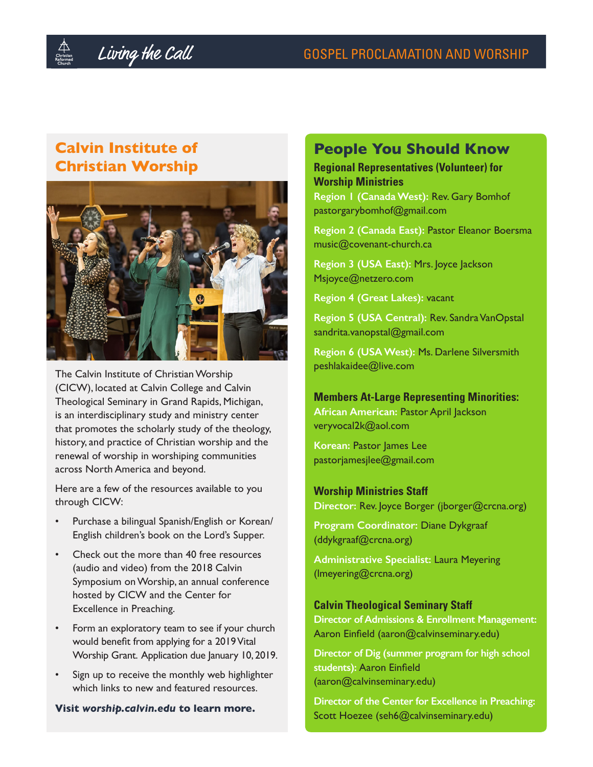## Calvin Institute of Christian Worship

The Calvin Institute of Christian Worship (CICW), located at Calvin College and Calvin Theological Seminary in Grand Rapids, Michigan, is an interdisciplinary study and ministry center that promotes the scholarly study of the theology, history, and practice of Christian worship and the renewal of worship in worshiping communities across North America and beyond.

Here are a few of the resources available to you through CICW:

- Purchase a bilingual Spanish/English or Korean/English children's book on the Lord's Supper.
- Check out the more than 40 free resources (audio and video) from the 2018 Calvin Symposium on Worship, an annual conference hosted by CICW and the Center for Excellence in Preaching.
- Form an exploratory team to see if your church would benefit from applying for a 2019 Vital Worship Grant. Application due January 10, 2019.
- Sign up to receive the monthly web highlighter which links to new and featured resources.

**Visit *worship.calvin.edu* to learn more.**

## People You Should Know

### Regional Representatives (Volunteer) for Worship Ministries

**Region 1 (Canada West):** Rev. Gary Bomhof
pastorgarybomhof@gmail.com

**Region 2 (Canada East):** Pastor Eleanor Boersma
music@covenant-church.ca

**Region 3 (USA East):** Mrs. Joyce Jackson
Msjoyce@netzero.com

**Region 4 (Great Lakes):** vacant

**Region 5 (USA Central):** Rev. Sandra VanOpstal
sandrita.vanopstal@gmail.com

**Region 6 (USA West):** Ms. Darlene Silversmith
peshlakaidee@live.com

### Members At-Large Representing Minorities:

**African American:** Pastor April Jackson
veryvocal2k@aol.com

**Korean:** Pastor James Lee
pastorjamesjlee@gmail.com

### Worship Ministries Staff

**Director:** Rev. Joyce Borger (jborger@crcna.org)

**Program Coordinator:** Diane Dykgraaf (ddykgraaf@crcna.org)

**Administrative Specialist:** Laura Meyering (lmeyering@crcna.org)

### Calvin Theological Seminary Staff

**Director of Admissions & Enrollment Management:** Aaron Einfield (aaron@calvinseminary.edu)

**Director of Dig (summer program for high school students):** Aaron Einfield (aaron@calvinseminary.edu)

**Director of the Center for Excellence in Preaching:** Scott Hoezee (seh6@calvinseminary.edu)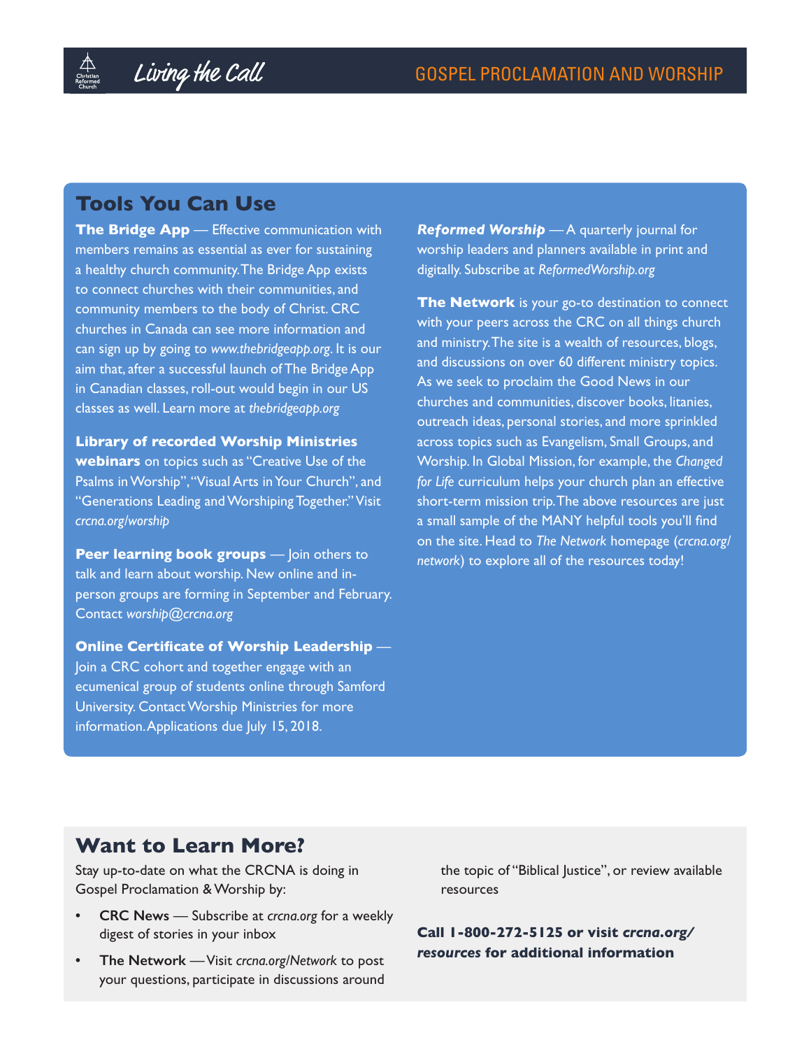## Tools You Can Use

**The Bridge App** — Effective communication with members remains as essential as ever for sustaining a healthy church community. The Bridge App exists to connect churches with their communities, and community members to the body of Christ. CRC churches in Canada can see more information and can sign up by going to *www.thebridgeapp.org*. It is our aim that, after a successful launch of The Bridge App in Canadian classes, roll-out would begin in our US classes as well. Learn more at *thebridgeapp.org*

**Library of recorded Worship Ministries webinars** on topics such as "Creative Use of the Psalms in Worship", "Visual Arts in Your Church", and "Generations Leading and Worshiping Together." Visit *crcna.org/worship*

**Peer learning book groups** — Join others to talk and learn about worship. New online and in-person groups are forming in September and February. Contact *worship@crcna.org*

**Online Certificate of Worship Leadership** — Join a CRC cohort and together engage with an ecumenical group of students online through Samford University. Contact Worship Ministries for more information. Applications due July 15, 2018.

***Reformed Worship*** — A quarterly journal for worship leaders and planners available in print and digitally. Subscribe at *ReformedWorship.org*

**The Network** is your go-to destination to connect with your peers across the CRC on all things church and ministry. The site is a wealth of resources, blogs, and discussions on over 60 different ministry topics. As we seek to proclaim the Good News in our churches and communities, discover books, litanies, outreach ideas, personal stories, and more sprinkled across topics such as Evangelism, Small Groups, and Worship. In Global Mission, for example, the *Changed for Life* curriculum helps your church plan an effective short-term mission trip. The above resources are just a small sample of the MANY helpful tools you'll find on the site. Head to *The Network* homepage (*crcna.org/network*) to explore all of the resources today!

## Want to Learn More?

Stay up-to-date on what the CRCNA is doing in Gospel Proclamation & Worship by:

- **CRC News** — Subscribe at *crcna.org* for a weekly digest of stories in your inbox
- **The Network** — Visit *crcna.org/Network* to post your questions, participate in discussions around the topic of "Biblical Justice", or review available resources

**Call 1-800-272-5125 or visit *crcna.org/resources* for additional information**